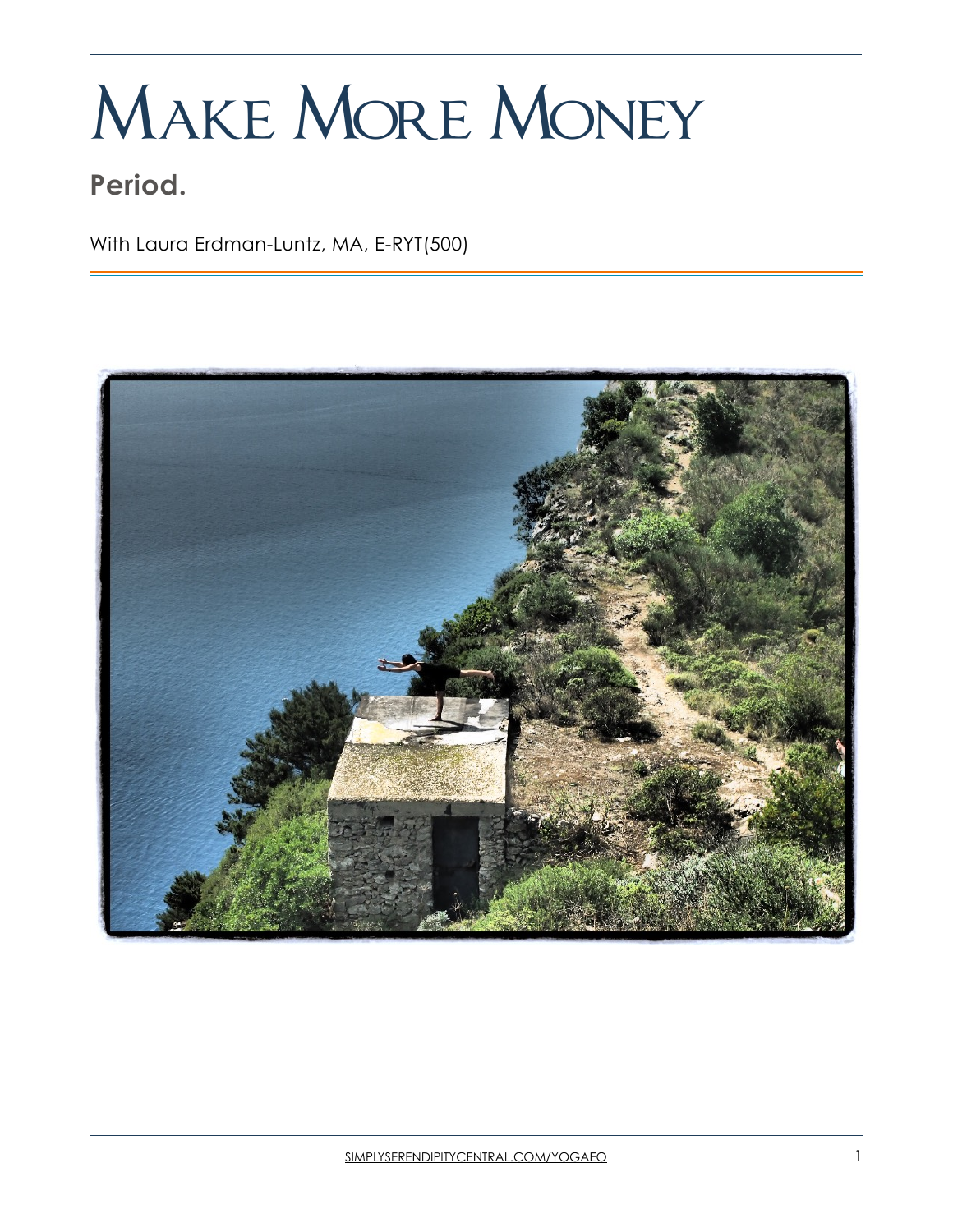# Make More Money

## Period.

With Laura Erdman-Luntz, MA, E-RYT(500)

SIMPLYSERENDIPITYCENTRAL.COM/YOGAEO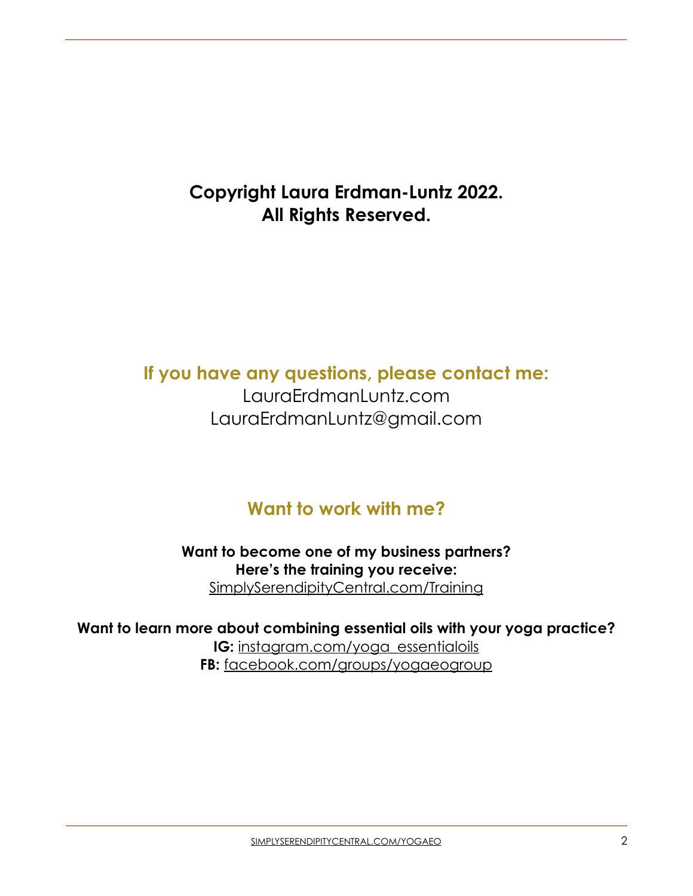**Copyright Laura Erdman-Luntz 2022.**
**All Rights Reserved.**

## If you have any questions, please contact me:

LauraErdmanLuntz.com
LauraErdmanLuntz@gmail.com

## Want to work with me?

**Want to become one of my business partners?**
**Here's the training you receive:**
SimplySerendipityCentral.com/Training

**Want to learn more about combining essential oils with your yoga practice?**
**IG:** instagram.com/yoga_essentialoils
**FB:** facebook.com/groups/yogaeogroup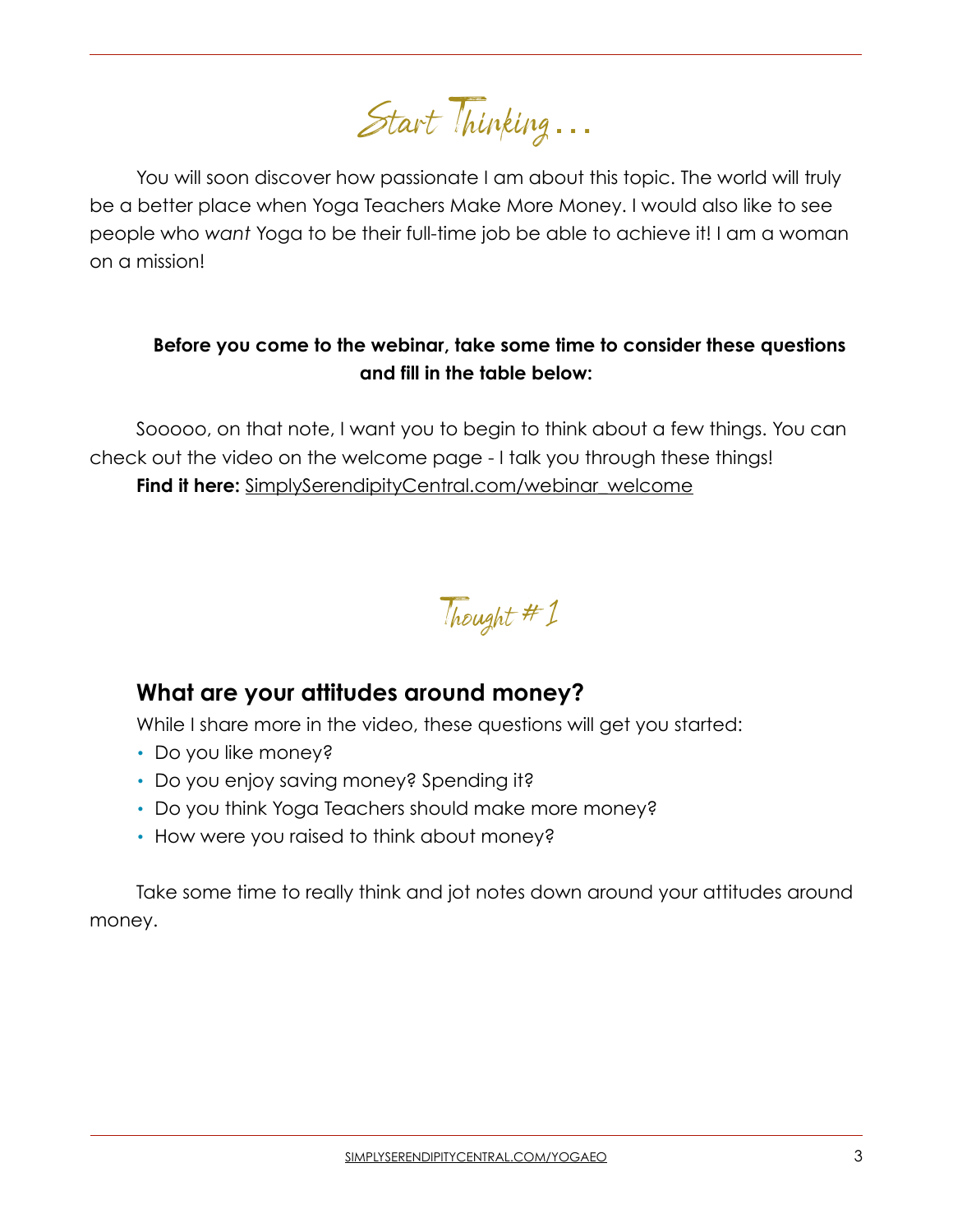# Start Thinking...

You will soon discover how passionate I am about this topic. The world will truly be a better place when Yoga Teachers Make More Money. I would also like to see people who *want* Yoga to be their full-time job be able to achieve it! I am a woman on a mission!

**Before you come to the webinar, take some time to consider these questions and fill in the table below:**

Sooooo, on that note, I want you to begin to think about a few things. You can check out the video on the welcome page - I talk you through these things!

**Find it here:** SimplySerendipityCentral.com/webinar_welcome

## Thought # 1

### What are your attitudes around money?

While I share more in the video, these questions will get you started:

- Do you like money?
- Do you enjoy saving money? Spending it?
- Do you think Yoga Teachers should make more money?
- How were you raised to think about money?

Take some time to really think and jot notes down around your attitudes around money.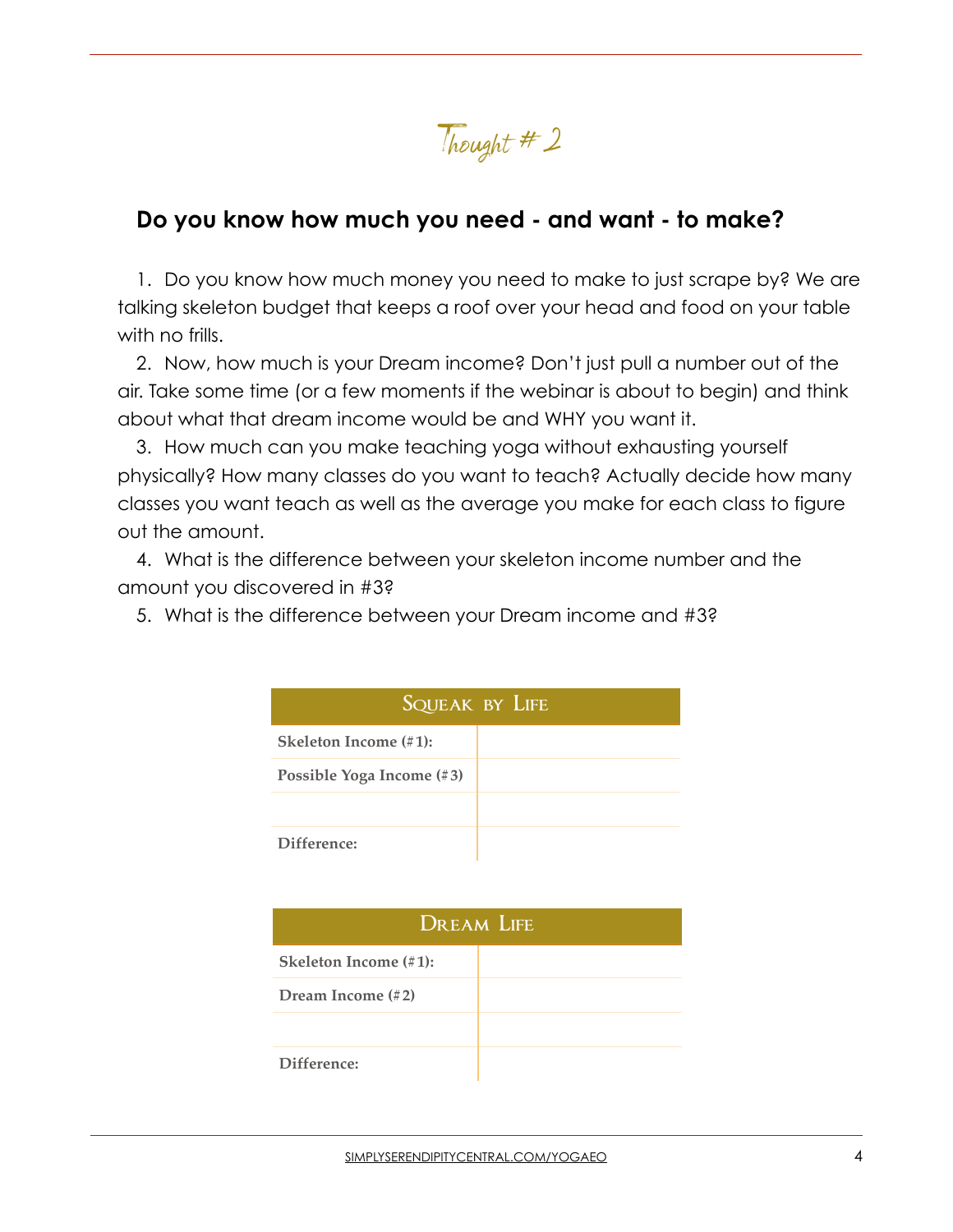## Thought # 2

### Do you know how much you need - and want - to make?

1. Do you know how much money you need to make to just scrape by? We are talking skeleton budget that keeps a roof over your head and food on your table with no frills.
2. Now, how much is your Dream income? Don't just pull a number out of the air. Take some time (or a few moments if the webinar is about to begin) and think about what that dream income would be and WHY you want it.
3. How much can you make teaching yoga without exhausting yourself physically? How many classes do you want to teach? Actually decide how many classes you want teach as well as the average you make for each class to figure out the amount.
4. What is the difference between your skeleton income number and the amount you discovered in #3?
5. What is the difference between your Dream income and #3?

| Squeak by Life | |
|---|---|
| **Skeleton Income (#1):** | |
| **Possible Yoga Income (#3)** | |
| | |
| **Difference:** | |

| Dream Life | |
|---|---|
| **Skeleton Income (#1):** | |
| **Dream Income (#2)** | |
| | |
| **Difference:** | |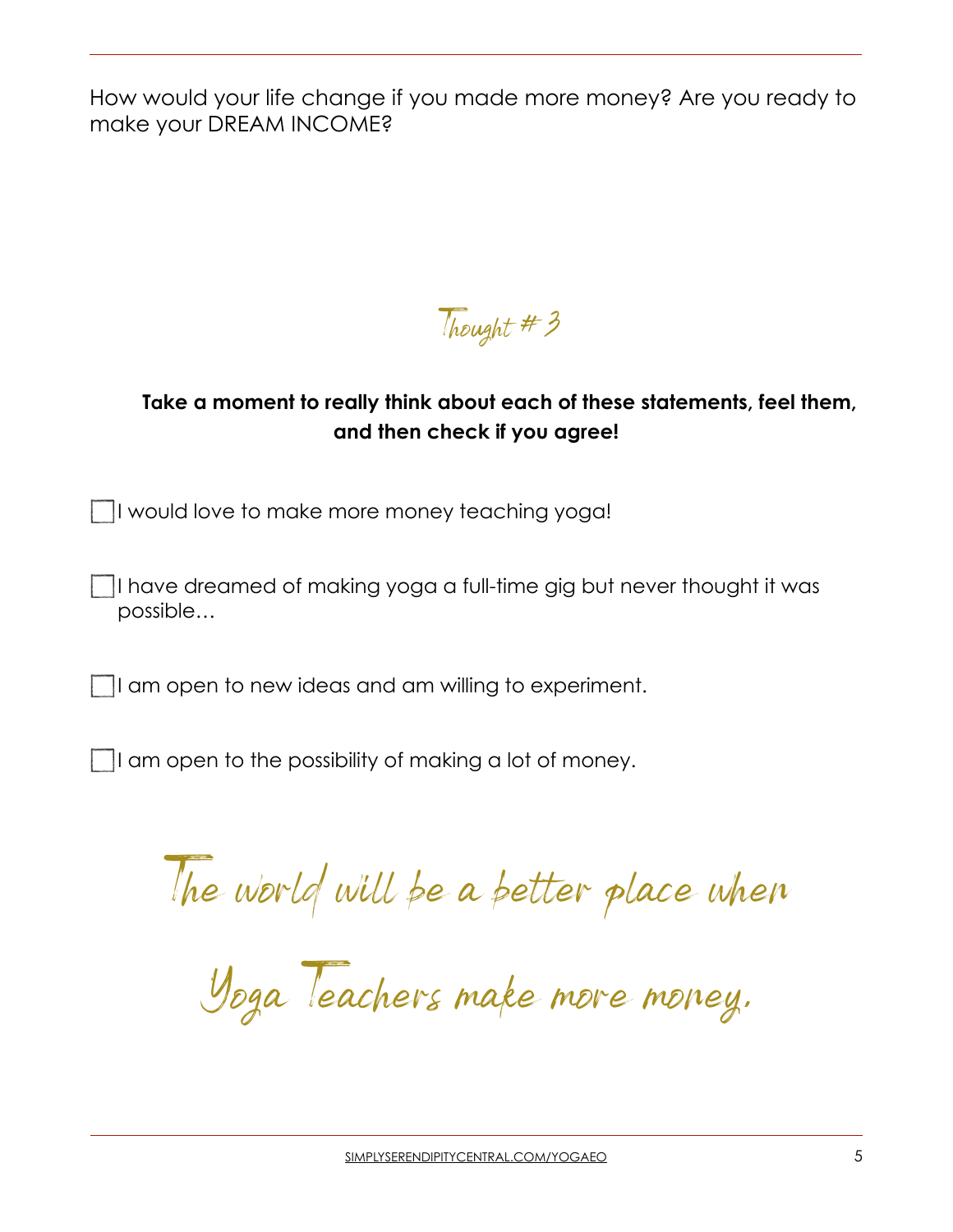How would your life change if you made more money? Are you ready to make your DREAM INCOME?

## Thought # 3

**Take a moment to really think about each of these statements, feel them, and then check if you agree!**

- [ ] I would love to make more money teaching yoga!
- [ ] I have dreamed of making yoga a full-time gig but never thought it was possible…
- [ ] I am open to new ideas and am willing to experiment.
- [ ] I am open to the possibility of making a lot of money.

*The world will be a better place when Yoga Teachers make more money.*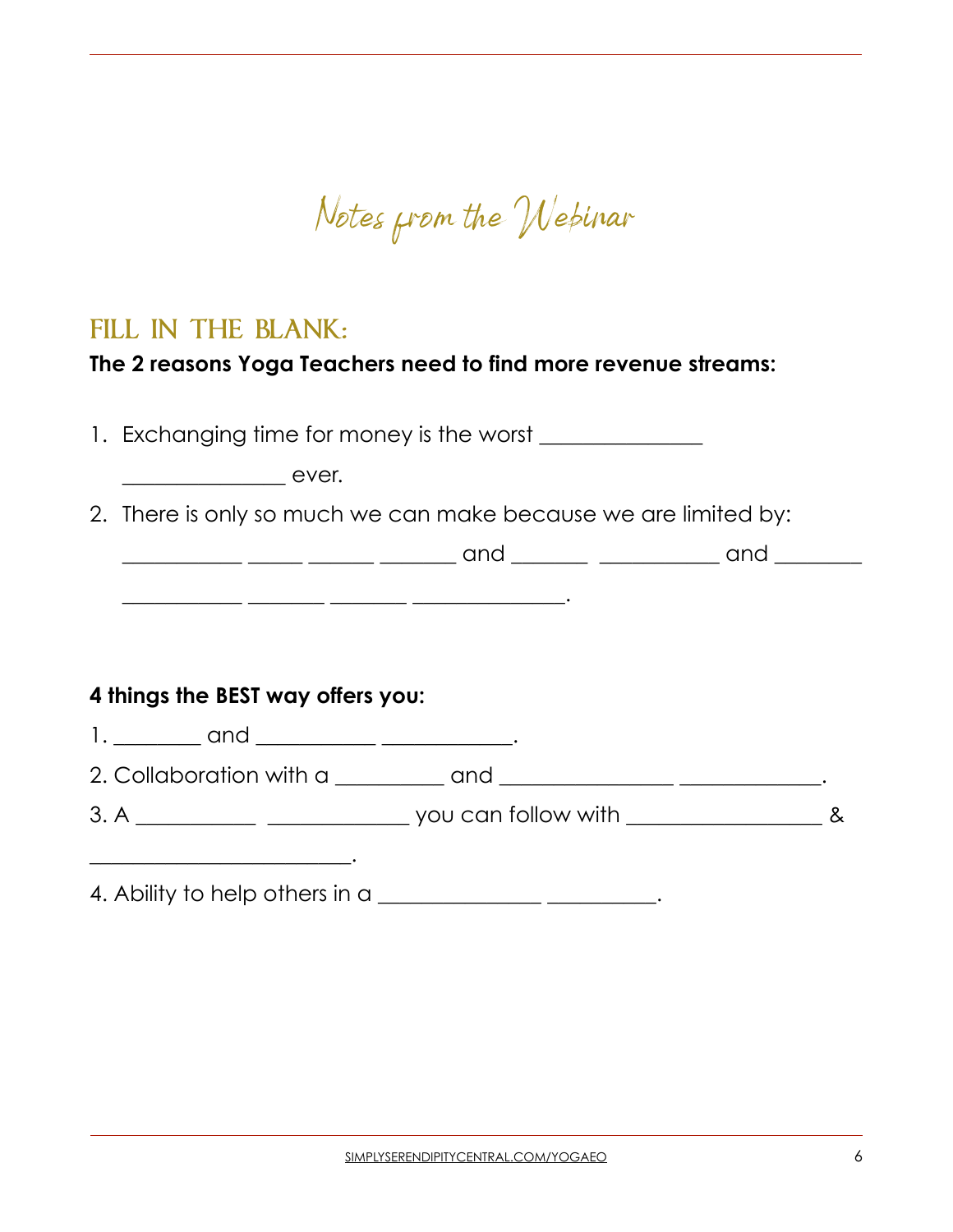# Notes from the Webinar

## FILL IN THE BLANK:

**The 2 reasons Yoga Teachers need to find more revenue streams:**

1. Exchanging time for money is the worst _______________ _______________ ever.
2. There is only so much we can make because we are limited by: ___________ _____ ______ _______ and _______ ___________ and ________ ___________ _______ _______ ______________.

**4 things the BEST way offers you:**

1. ________ and ___________ ____________.
2. Collaboration with a __________ and ________________ _____________.
3. A ___________ _____________ you can follow with __________________ & ________________________.
4. Ability to help others in a _______________ __________.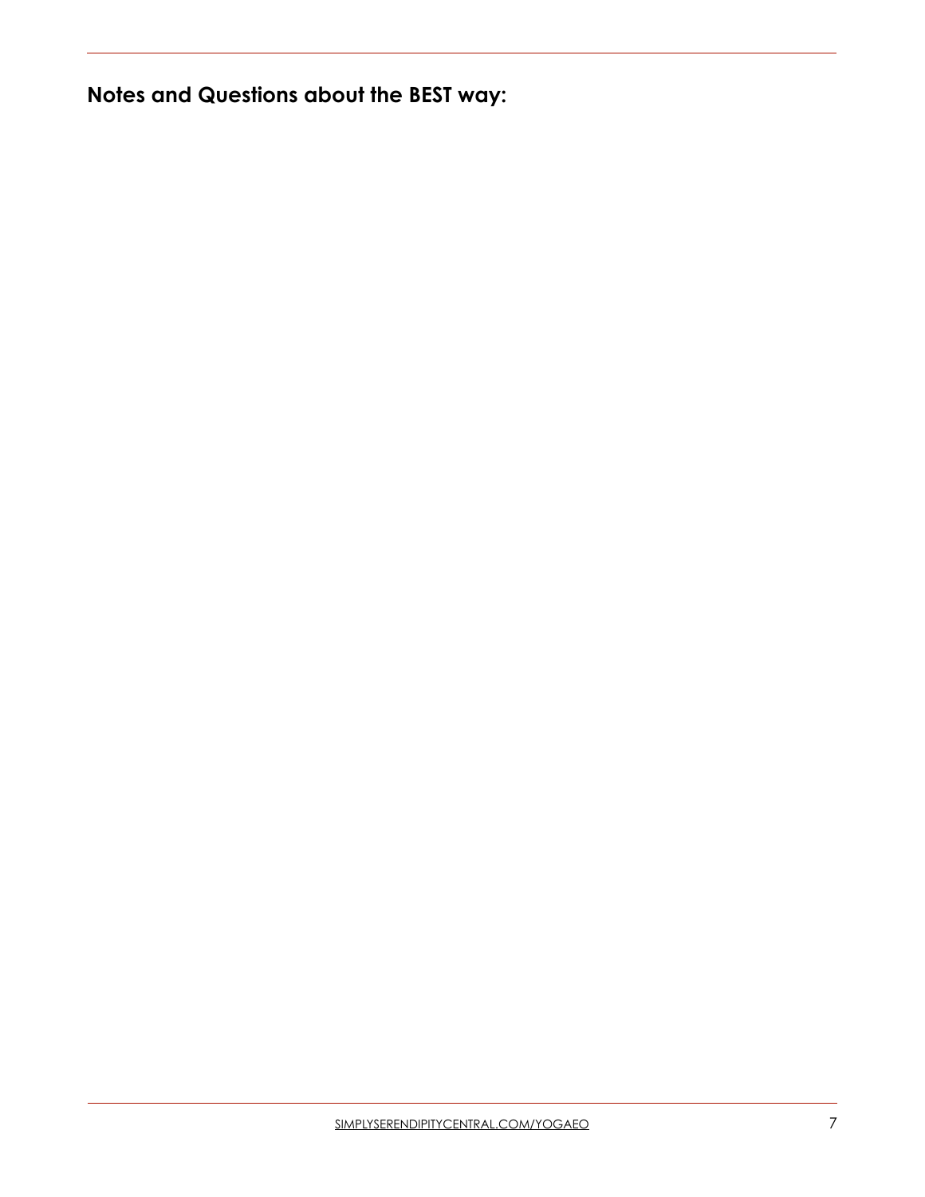**Notes and Questions about the BEST way:**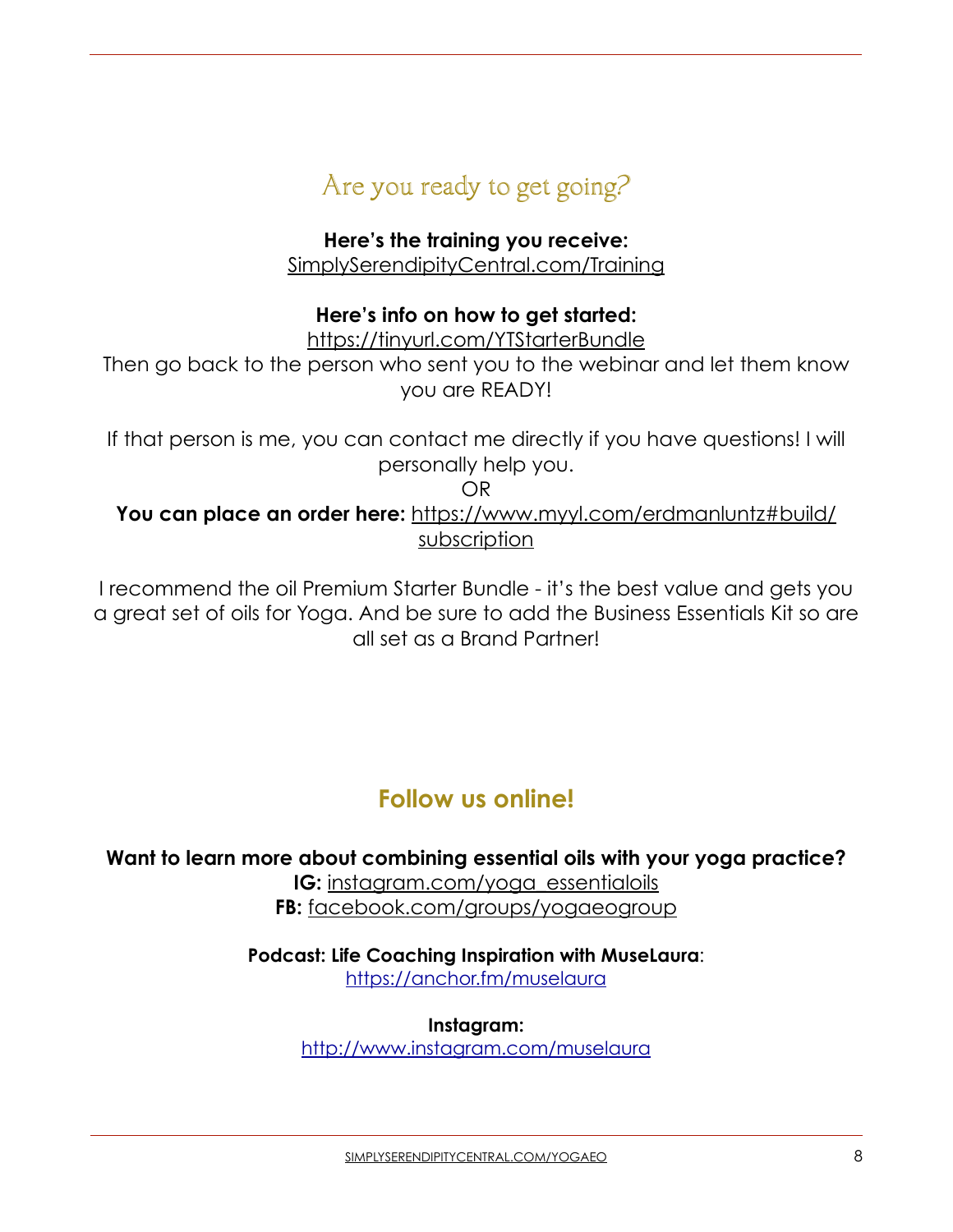# Are you ready to get going?

**Here's the training you receive:**
SimplySerendipityCentral.com/Training

**Here's info on how to get started:**
https://tinyurl.com/YTStarterBundle
Then go back to the person who sent you to the webinar and let them know you are READY!

If that person is me, you can contact me directly if you have questions! I will personally help you.
OR
**You can place an order here:** https://www.myyl.com/erdmanluntz#build/subscription

I recommend the oil Premium Starter Bundle - it's the best value and gets you a great set of oils for Yoga. And be sure to add the Business Essentials Kit so are all set as a Brand Partner!

## Follow us online!

**Want to learn more about combining essential oils with your yoga practice?**
**IG:** instagram.com/yoga_essentialoils
**FB:** facebook.com/groups/yogaeogroup

**Podcast: Life Coaching Inspiration with MuseLaura**:
https://anchor.fm/muselaura

**Instagram:**
http://www.instagram.com/muselaura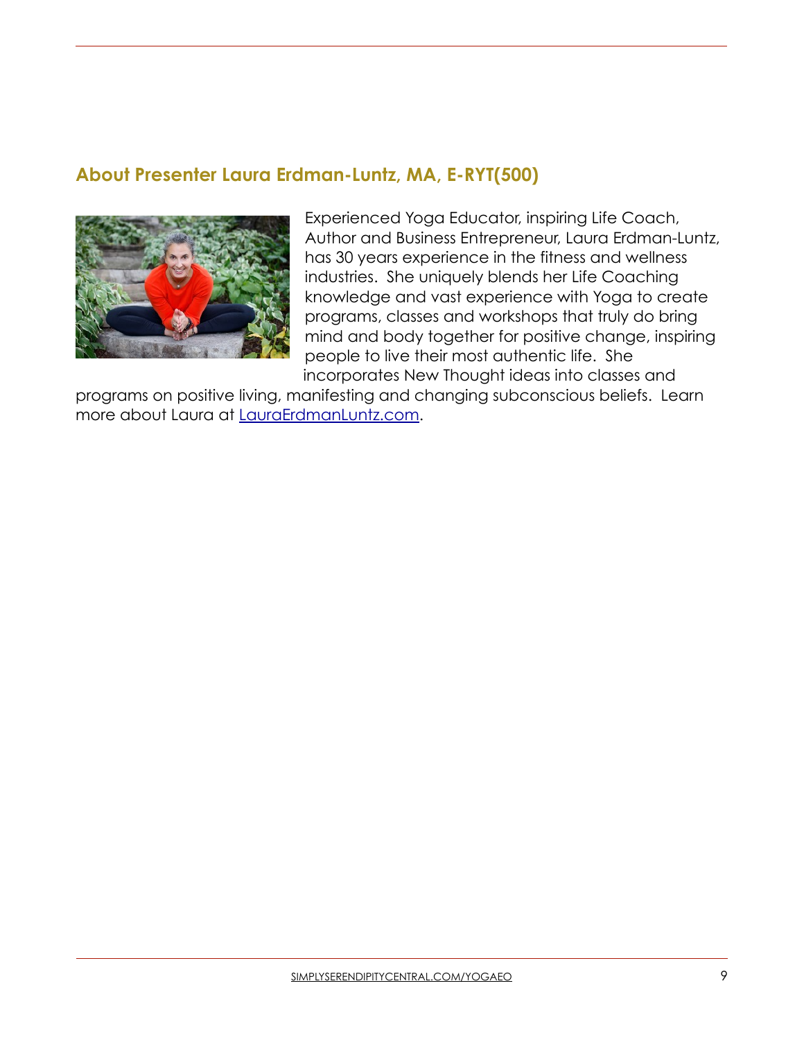## About Presenter Laura Erdman-Luntz, MA, E-RYT(500)

Experienced Yoga Educator, inspiring Life Coach, Author and Business Entrepreneur, Laura Erdman-Luntz, has 30 years experience in the fitness and wellness industries. She uniquely blends her Life Coaching knowledge and vast experience with Yoga to create programs, classes and workshops that truly do bring mind and body together for positive change, inspiring people to live their most authentic life. She incorporates New Thought ideas into classes and programs on positive living, manifesting and changing subconscious beliefs. Learn more about Laura at [LauraErdmanLuntz.com](LauraErdmanLuntz.com).